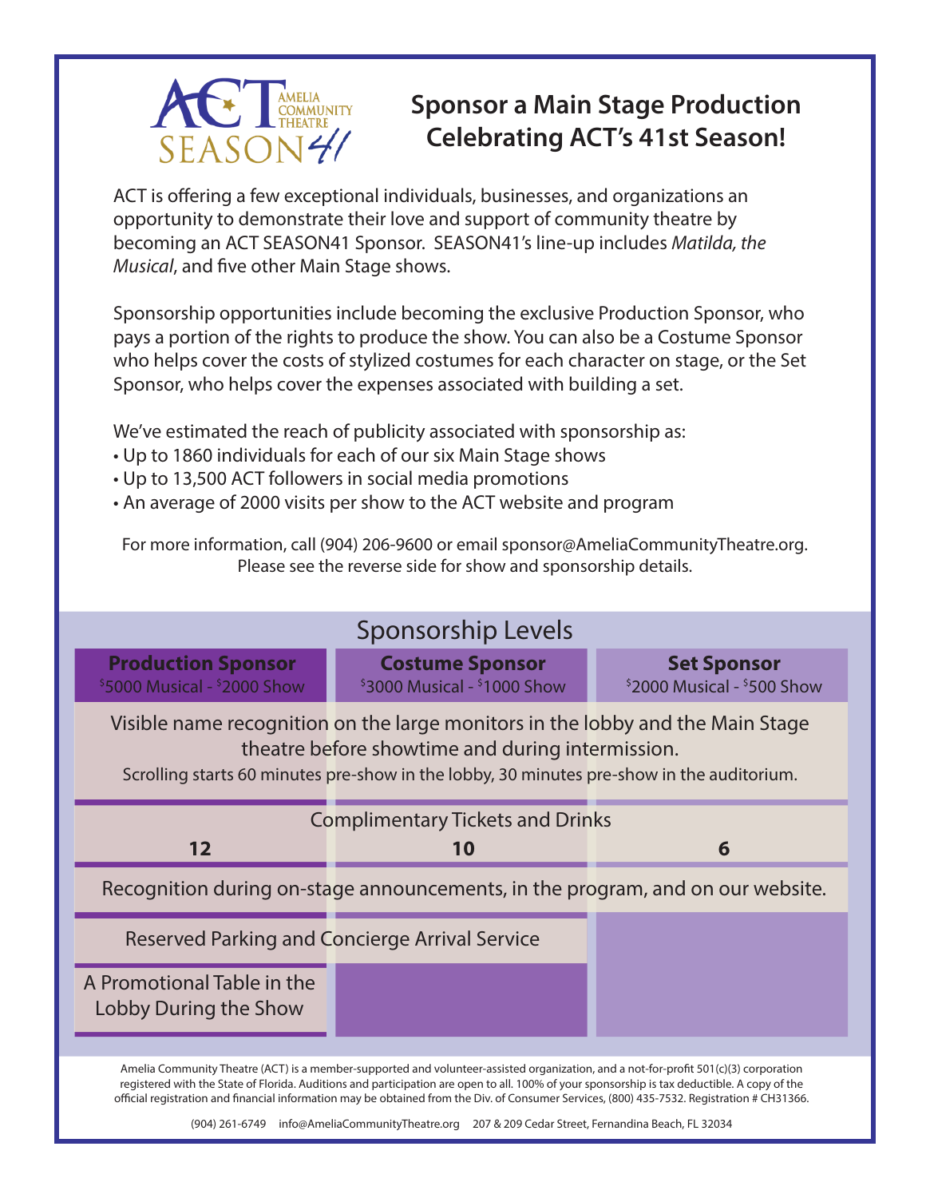ACT AMELIA COMMUNITY THEATRE SEASON41

# Sponsor a Main Stage Production Celebrating ACT's 41st Season!

ACT is offering a few exceptional individuals, businesses, and organizations an opportunity to demonstrate their love and support of community theatre by becoming an ACT SEASON41 Sponsor. SEASON41's line-up includes *Matilda, the Musical*, and five other Main Stage shows.

Sponsorship opportunities include becoming the exclusive Production Sponsor, who pays a portion of the rights to produce the show. You can also be a Costume Sponsor who helps cover the costs of stylized costumes for each character on stage, or the Set Sponsor, who helps cover the expenses associated with building a set.

We've estimated the reach of publicity associated with sponsorship as:

- Up to 1860 individuals for each of our six Main Stage shows
- Up to 13,500 ACT followers in social media promotions
- An average of 2000 visits per show to the ACT website and program

For more information, call (904) 206-9600 or email sponsor@AmeliaCommunityTheatre.org.
Please see the reverse side for show and sponsorship details.

## Sponsorship Levels

| **Production Sponsor** $5000 Musical - $2000 Show | **Costume Sponsor** $3000 Musical - $1000 Show | **Set Sponsor** $2000 Musical - $500 Show |
|---|---|---|
| Visible name recognition on the large monitors in the lobby and the Main Stage theatre before showtime and during intermission. Scrolling starts 60 minutes pre-show in the lobby, 30 minutes pre-show in the auditorium. | | |
| Complimentary Tickets and Drinks: **12** | **10** | **6** |
| Recognition during on-stage announcements, in the program, and on our website. | | |
| Reserved Parking and Concierge Arrival Service | Reserved Parking and Concierge Arrival Service | |
| A Promotional Table in the Lobby During the Show | | |

Amelia Community Theatre (ACT) is a member-supported and volunteer-assisted organization, and a not-for-profit 501(c)(3) corporation registered with the State of Florida. Auditions and participation are open to all. 100% of your sponsorship is tax deductible. A copy of the official registration and financial information may be obtained from the Div. of Consumer Services, (800) 435-7532. Registration # CH31366.

(904) 261-6749 info@AmeliaCommunityTheatre.org 207 & 209 Cedar Street, Fernandina Beach, FL 32034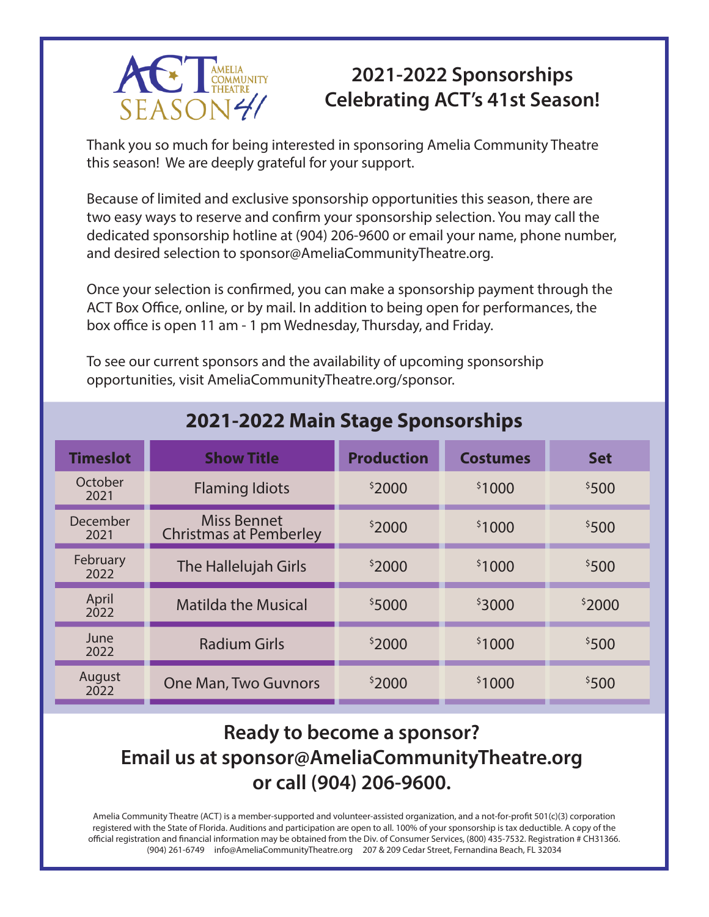# 2021-2022 Sponsorships
# Celebrating ACT's 41st Season!

Thank you so much for being interested in sponsoring Amelia Community Theatre this season! We are deeply grateful for your support.

Because of limited and exclusive sponsorship opportunities this season, there are two easy ways to reserve and confirm your sponsorship selection. You may call the dedicated sponsorship hotline at (904) 206-9600 or email your name, phone number, and desired selection to sponsor@AmeliaCommunityTheatre.org.

Once your selection is confirmed, you can make a sponsorship payment through the ACT Box Office, online, or by mail. In addition to being open for performances, the box office is open 11 am - 1 pm Wednesday, Thursday, and Friday.

To see our current sponsors and the availability of upcoming sponsorship opportunities, visit AmeliaCommunityTheatre.org/sponsor.

## 2021-2022 Main Stage Sponsorships

| Timeslot | Show Title | Production | Costumes | Set |
|---|---|---|---|---|
| October 2021 | Flaming Idiots | $2000 | $1000 | $500 |
| December 2021 | Miss Bennet Christmas at Pemberley | $2000 | $1000 | $500 |
| February 2022 | The Hallelujah Girls | $2000 | $1000 | $500 |
| April 2022 | Matilda the Musical | $5000 | $3000 | $2000 |
| June 2022 | Radium Girls | $2000 | $1000 | $500 |
| August 2022 | One Man, Two Guvnors | $2000 | $1000 | $500 |

## Ready to become a sponsor? Email us at sponsor@AmeliaCommunityTheatre.org or call (904) 206-9600.

Amelia Community Theatre (ACT) is a member-supported and volunteer-assisted organization, and a not-for-profit 501(c)(3) corporation registered with the State of Florida. Auditions and participation are open to all. 100% of your sponsorship is tax deductible. A copy of the official registration and financial information may be obtained from the Div. of Consumer Services, (800) 435-7532. Registration # CH31366.
(904) 261-6749 info@AmeliaCommunityTheatre.org 207 & 209 Cedar Street, Fernandina Beach, FL 32034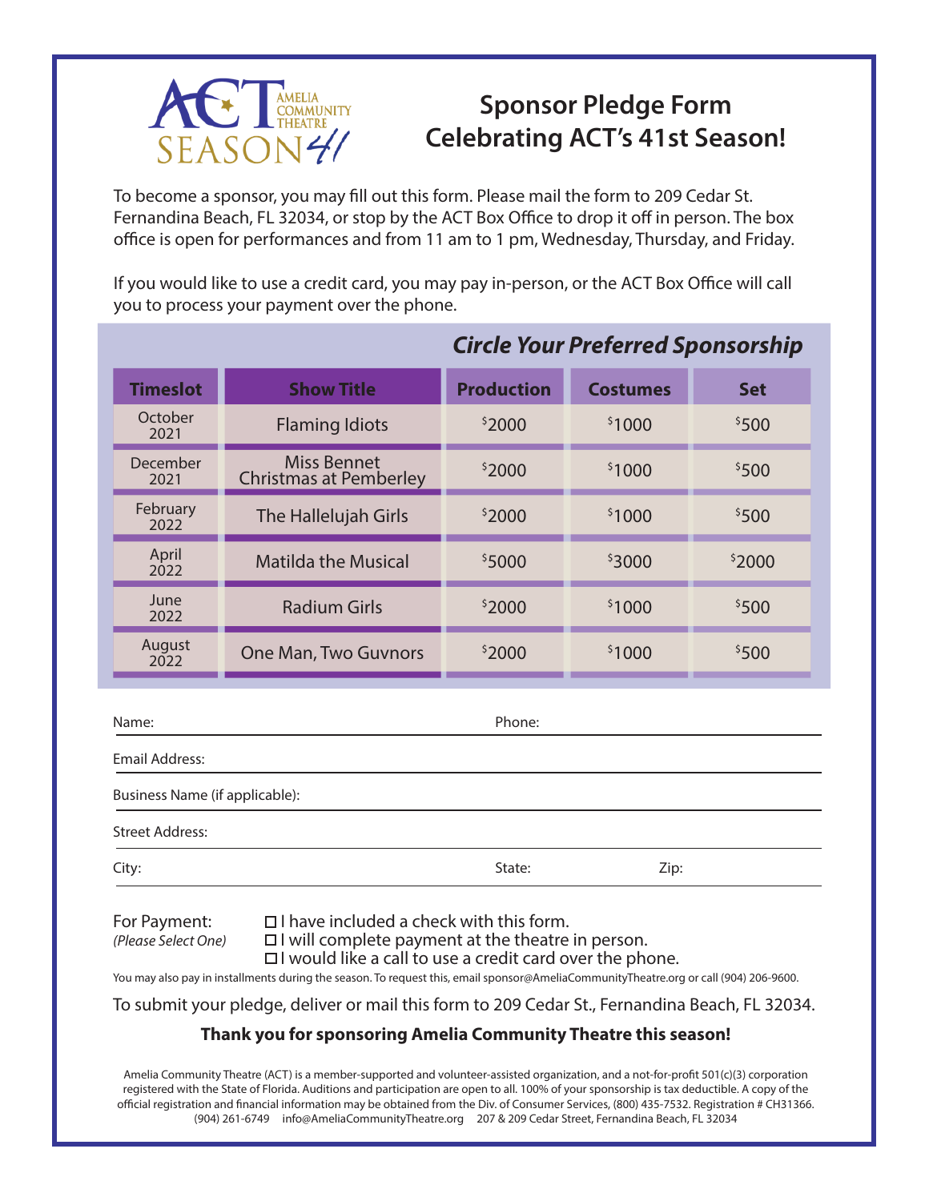# Sponsor Pledge Form
# Celebrating ACT's 41st Season!

To become a sponsor, you may fill out this form. Please mail the form to 209 Cedar St. Fernandina Beach, FL 32034, or stop by the ACT Box Office to drop it off in person. The box office is open for performances and from 11 am to 1 pm, Wednesday, Thursday, and Friday.

If you would like to use a credit card, you may pay in-person, or the ACT Box Office will call you to process your payment over the phone.

***Circle Your Preferred Sponsorship***

| Timeslot | Show Title | Production | Costumes | Set |
|---|---|---|---|---|
| October 2021 | Flaming Idiots | $2000 | $1000 | $500 |
| December 2021 | Miss Bennet Christmas at Pemberley | $2000 | $1000 | $500 |
| February 2022 | The Hallelujah Girls | $2000 | $1000 | $500 |
| April 2022 | Matilda the Musical | $5000 | $3000 | $2000 |
| June 2022 | Radium Girls | $2000 | $1000 | $500 |
| August 2022 | One Man, Two Guvnors | $2000 | $1000 | $500 |

Name: ______________________ Phone: ______________________

Email Address: ______________________

Business Name (if applicable): ______________________

Street Address: ______________________

City: ______________________ State: __________ Zip: __________

For Payment:
*(Please Select One)*

- ☐ I have included a check with this form.
- ☐ I will complete payment at the theatre in person.
- ☐ I would like a call to use a credit card over the phone.

You may also pay in installments during the season. To request this, email sponsor@AmeliaCommunityTheatre.org or call (904) 206-9600.

To submit your pledge, deliver or mail this form to 209 Cedar St., Fernandina Beach, FL 32034.

**Thank you for sponsoring Amelia Community Theatre this season!**

Amelia Community Theatre (ACT) is a member-supported and volunteer-assisted organization, and a not-for-profit 501(c)(3) corporation registered with the State of Florida. Auditions and participation are open to all. 100% of your sponsorship is tax deductible. A copy of the official registration and financial information may be obtained from the Div. of Consumer Services, (800) 435-7532. Registration # CH31366.
(904) 261-6749 info@AmeliaCommunityTheatre.org 207 & 209 Cedar Street, Fernandina Beach, FL 32034